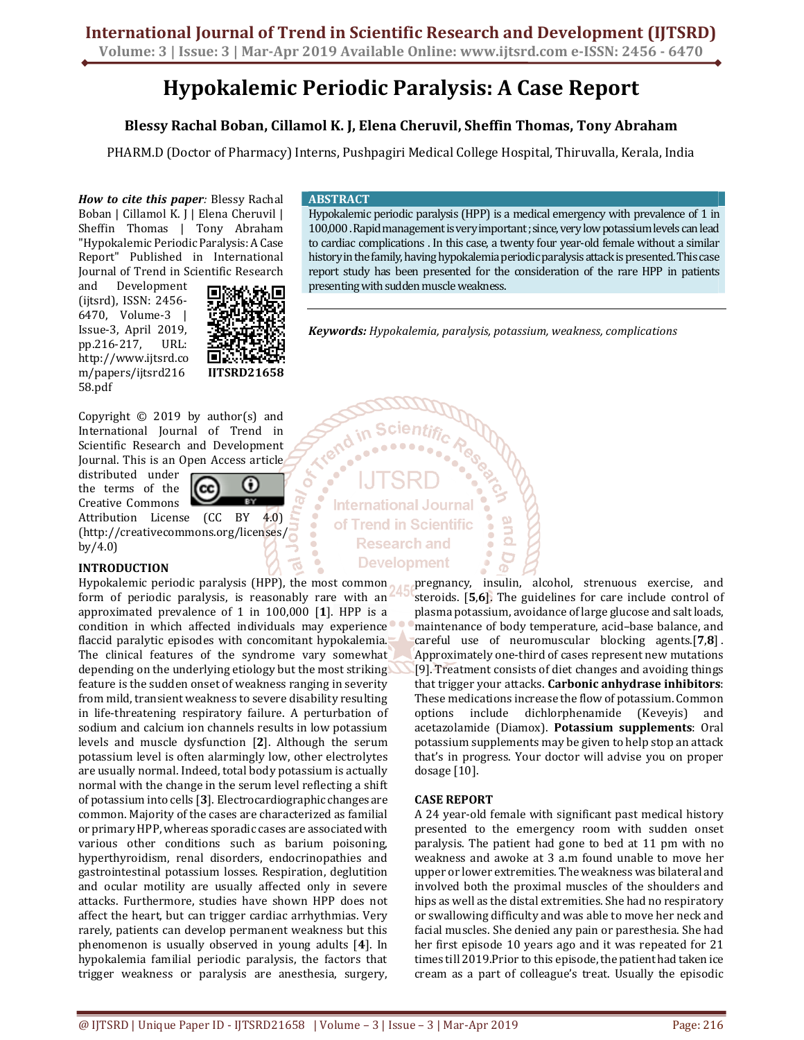# Hypokalemic Periodic Paralysis: A Case Report

**Blessy Rachal Boban, Cillamol K. J, Elena Cheruvil, Sheffin Thomas, Tony Abraham**

PHARM.D (Doctor of Pharmacy) Interns, Pushpagiri Medical College Hospital, Thiruvalla, Kerala, India

***How to cite this paper:*** Blessy Rachal Boban | Cillamol K. J | Elena Cheruvil | Sheffin Thomas | Tony Abraham "Hypokalemic Periodic Paralysis: A Case Report" Published in International Journal of Trend in Scientific Research and Development (ijtsrd), ISSN: 2456-6470, Volume-3 | Issue-3, April 2019, pp.216-217, URL: http://www.ijtsrd.com/papers/ijtsrd21658.pdf

IJTSRD21658

Copyright © 2019 by author(s) and International Journal of Trend in Scientific Research and Development Journal. This is an Open Access article distributed under the terms of the Creative Commons Attribution License (CC BY 4.0) (http://creativecommons.org/licenses/by/4.0)

## ABSTRACT

Hypokalemic periodic paralysis (HPP) is a medical emergency with prevalence of 1 in 100,000. Rapid management is very important; since, very low potassium levels can lead to cardiac complications. In this case, a twenty four year-old female without a similar history in the family, having hypokalemia periodic paralysis attack is presented. This case report study has been presented for the consideration of the rare HPP in patients presenting with sudden muscle weakness.

***Keywords:*** *Hypokalemia, paralysis, potassium, weakness, complications*

## INTRODUCTION

Hypokalemic periodic paralysis (HPP), the most common form of periodic paralysis, is reasonably rare with an approximated prevalence of 1 in 100,000 [**1**]. HPP is a condition in which affected individuals may experience flaccid paralytic episodes with concomitant hypokalemia. The clinical features of the syndrome vary somewhat depending on the underlying etiology but the most striking feature is the sudden onset of weakness ranging in severity from mild, transient weakness to severe disability resulting in life-threatening respiratory failure. A perturbation of sodium and calcium ion channels results in low potassium levels and muscle dysfunction [**2**]. Although the serum potassium level is often alarmingly low, other electrolytes are usually normal. Indeed, total body potassium is actually normal with the change in the serum level reflecting a shift of potassium into cells [**3**]. Electrocardiographic changes are common. Majority of the cases are characterized as familial or primary HPP, whereas sporadic cases are associated with various other conditions such as barium poisoning, hyperthyroidism, renal disorders, endocrinopathies and gastrointestinal potassium losses. Respiration, deglutition and ocular motility are usually affected only in severe attacks. Furthermore, studies have shown HPP does not affect the heart, but can trigger cardiac arrhythmias. Very rarely, patients can develop permanent weakness but this phenomenon is usually observed in young adults [**4**]. In hypokalemia familial periodic paralysis, the factors that trigger weakness or paralysis are anesthesia, surgery, pregnancy, insulin, alcohol, strenuous exercise, and steroids. [**5**,**6**]. The guidelines for care include control of plasma potassium, avoidance of large glucose and salt loads, maintenance of body temperature, acid–base balance, and careful use of neuromuscular blocking agents.[**7**,**8**]. Approximately one-third of cases represent new mutations [9]. Treatment consists of diet changes and avoiding things that trigger your attacks. **Carbonic anhydrase inhibitors**: These medications increase the flow of potassium. Common options include dichlorphenamide (Keveyis) and acetazolamide (Diamox). **Potassium supplements**: Oral potassium supplements may be given to help stop an attack that's in progress. Your doctor will advise you on proper dosage [10].

## CASE REPORT

A 24 year-old female with significant past medical history presented to the emergency room with sudden onset paralysis. The patient had gone to bed at 11 pm with no weakness and awoke at 3 a.m found unable to move her upper or lower extremities. The weakness was bilateral and involved both the proximal muscles of the shoulders and hips as well as the distal extremities. She had no respiratory or swallowing difficulty and was able to move her neck and facial muscles. She denied any pain or paresthesia. She had her first episode 10 years ago and it was repeated for 21 times till 2019.Prior to this episode, the patient had taken ice cream as a part of colleague's treat. Usually the episodic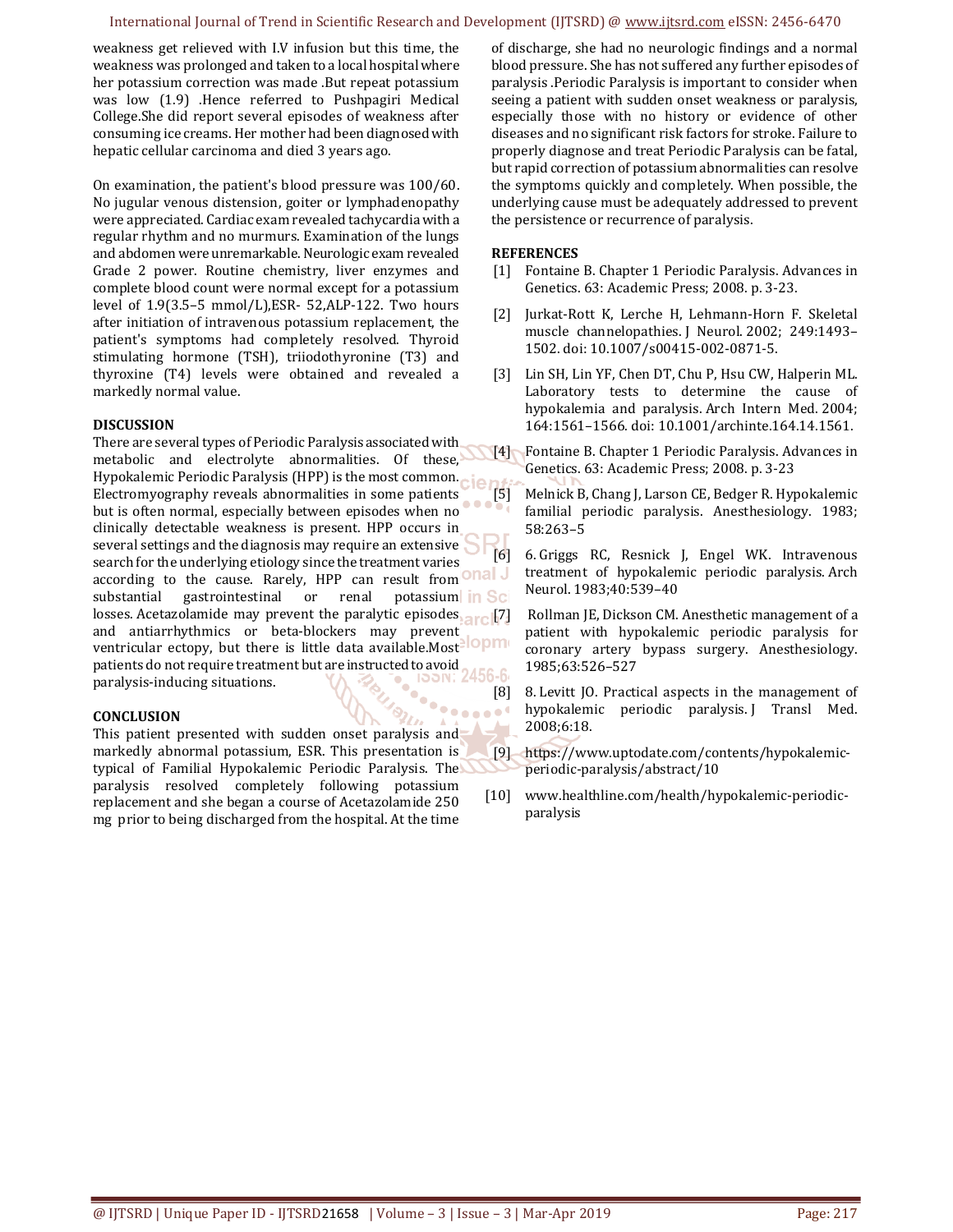weakness get relieved with I.V infusion but this time, the weakness was prolonged and taken to a local hospital where her potassium correction was made .But repeat potassium was low (1.9) .Hence referred to Pushpagiri Medical College.She did report several episodes of weakness after consuming ice creams. Her mother had been diagnosed with hepatic cellular carcinoma and died 3 years ago.

On examination, the patient's blood pressure was 100/60. No jugular venous distension, goiter or lymphadenopathy were appreciated. Cardiac exam revealed tachycardia with a regular rhythm and no murmurs. Examination of the lungs and abdomen were unremarkable. Neurologic exam revealed Grade 2 power. Routine chemistry, liver enzymes and complete blood count were normal except for a potassium level of 1.9(3.5–5 mmol/L),ESR- 52,ALP-122. Two hours after initiation of intravenous potassium replacement, the patient's symptoms had completely resolved. Thyroid stimulating hormone (TSH), triiodothyronine (T3) and thyroxine (T4) levels were obtained and revealed a markedly normal value.

**DISCUSSION**

There are several types of Periodic Paralysis associated with metabolic and electrolyte abnormalities. Of these, Hypokalemic Periodic Paralysis (HPP) is the most common. Electromyography reveals abnormalities in some patients but is often normal, especially between episodes when no clinically detectable weakness is present. HPP occurs in several settings and the diagnosis may require an extensive search for the underlying etiology since the treatment varies according to the cause. Rarely, HPP can result from substantial gastrointestinal or renal potassium losses. Acetazolamide may prevent the paralytic episodes and antiarrhythmics or beta-blockers may prevent ventricular ectopy, but there is little data available.Most patients do not require treatment but are instructed to avoid paralysis-inducing situations.

**CONCLUSION**

This patient presented with sudden onset paralysis and markedly abnormal potassium, ESR. This presentation is typical of Familial Hypokalemic Periodic Paralysis. The paralysis resolved completely following potassium replacement and she began a course of Acetazolamide 250 mg prior to being discharged from the hospital. At the time of discharge, she had no neurologic findings and a normal blood pressure. She has not suffered any further episodes of paralysis .Periodic Paralysis is important to consider when seeing a patient with sudden onset weakness or paralysis, especially those with no history or evidence of other diseases and no significant risk factors for stroke. Failure to properly diagnose and treat Periodic Paralysis can be fatal, but rapid correction of potassium abnormalities can resolve the symptoms quickly and completely. When possible, the underlying cause must be adequately addressed to prevent the persistence or recurrence of paralysis.

**REFERENCES**

[1] Fontaine B. Chapter 1 Periodic Paralysis. Advances in Genetics. 63: Academic Press; 2008. p. 3-23.

[2] Jurkat-Rott K, Lerche H, Lehmann-Horn F. Skeletal muscle channelopathies. J Neurol. 2002; 249:1493–1502. doi: 10.1007/s00415-002-0871-5.

[3] Lin SH, Lin YF, Chen DT, Chu P, Hsu CW, Halperin ML. Laboratory tests to determine the cause of hypokalemia and paralysis. Arch Intern Med. 2004; 164:1561–1566. doi: 10.1001/archinte.164.14.1561.

[4] Fontaine B. Chapter 1 Periodic Paralysis. Advances in Genetics. 63: Academic Press; 2008. p. 3-23

[5] Melnick B, Chang J, Larson CE, Bedger R. Hypokalemic familial periodic paralysis. Anesthesiology. 1983; 58:263–5

[6] 6. Griggs RC, Resnick J, Engel WK. Intravenous treatment of hypokalemic periodic paralysis. Arch Neurol. 1983;40:539–40

[7] Rollman JE, Dickson CM. Anesthetic management of a patient with hypokalemic periodic paralysis for coronary artery bypass surgery. Anesthesiology. 1985;63:526–527

[8] 8. Levitt JO. Practical aspects in the management of hypokalemic periodic paralysis. J Transl Med. 2008;6:18.

[9] https://www.uptodate.com/contents/hypokalemic-periodic-paralysis/abstract/10

[10] www.healthline.com/health/hypokalemic-periodic-paralysis